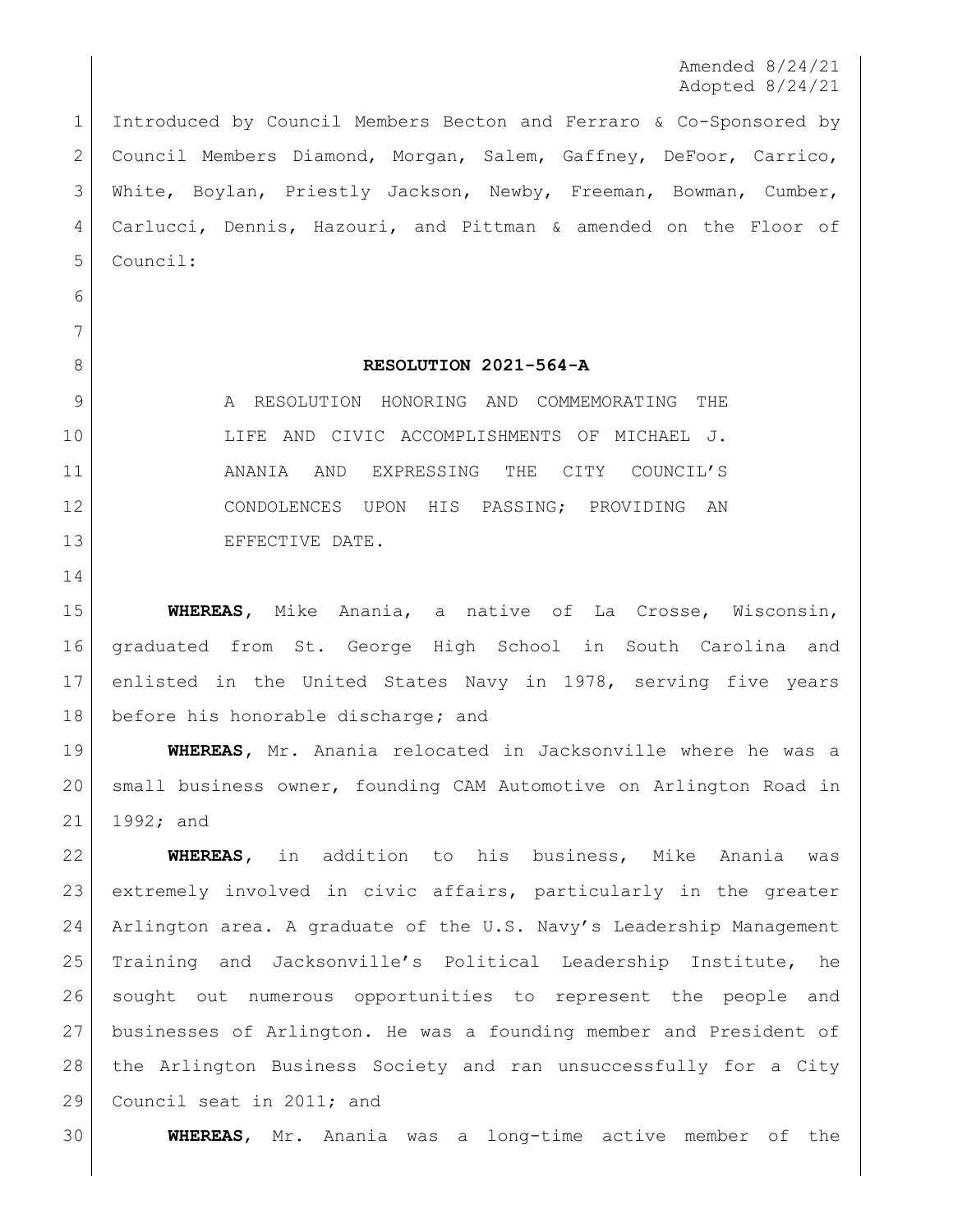Amended 8/24/21
Adopted 8/24/21

Introduced by Council Members Becton and Ferraro & Co-Sponsored by Council Members Diamond, Morgan, Salem, Gaffney, DeFoor, Carrico, White, Boylan, Priestly Jackson, Newby, Freeman, Bowman, Cumber, Carlucci, Dennis, Hazouri, and Pittman & amended on the Floor of Council:

**RESOLUTION 2021-564-A**

A RESOLUTION HONORING AND COMMEMORATING THE LIFE AND CIVIC ACCOMPLISHMENTS OF MICHAEL J. ANANIA AND EXPRESSING THE CITY COUNCIL'S CONDOLENCES UPON HIS PASSING; PROVIDING AN EFFECTIVE DATE.

**WHEREAS**, Mike Anania, a native of La Crosse, Wisconsin, graduated from St. George High School in South Carolina and enlisted in the United States Navy in 1978, serving five years before his honorable discharge; and

**WHEREAS**, Mr. Anania relocated in Jacksonville where he was a small business owner, founding CAM Automotive on Arlington Road in 1992; and

**WHEREAS**, in addition to his business, Mike Anania was extremely involved in civic affairs, particularly in the greater Arlington area. A graduate of the U.S. Navy's Leadership Management Training and Jacksonville's Political Leadership Institute, he sought out numerous opportunities to represent the people and businesses of Arlington. He was a founding member and President of the Arlington Business Society and ran unsuccessfully for a City Council seat in 2011; and

**WHEREAS**, Mr. Anania was a long-time active member of the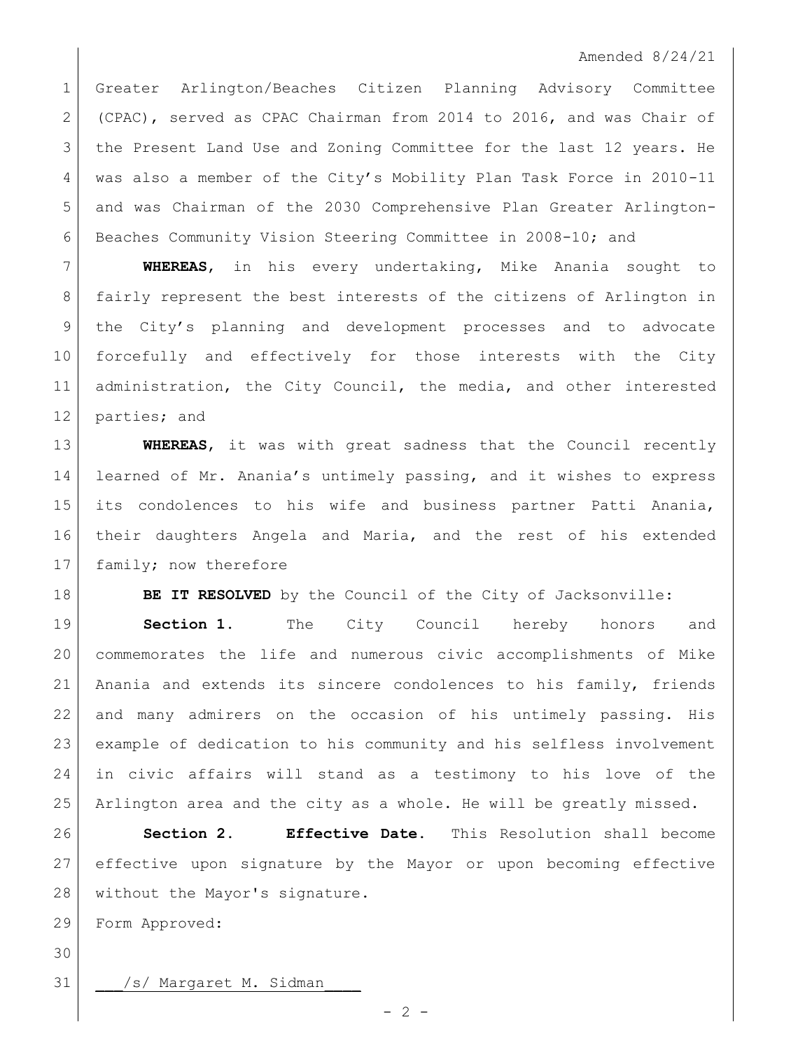Greater Arlington/Beaches Citizen Planning Advisory Committee (CPAC), served as CPAC Chairman from 2014 to 2016, and was Chair of the Present Land Use and Zoning Committee for the last 12 years. He was also a member of the City's Mobility Plan Task Force in 2010-11 and was Chairman of the 2030 Comprehensive Plan Greater Arlington-Beaches Community Vision Steering Committee in 2008-10; and

**WHEREAS**, in his every undertaking, Mike Anania sought to fairly represent the best interests of the citizens of Arlington in the City's planning and development processes and to advocate forcefully and effectively for those interests with the City administration, the City Council, the media, and other interested parties; and

**WHEREAS**, it was with great sadness that the Council recently learned of Mr. Anania's untimely passing, and it wishes to express its condolences to his wife and business partner Patti Anania, their daughters Angela and Maria, and the rest of his extended family; now therefore

**BE IT RESOLVED** by the Council of the City of Jacksonville:

**Section 1.** The City Council hereby honors and commemorates the life and numerous civic accomplishments of Mike Anania and extends its sincere condolences to his family, friends and many admirers on the occasion of his untimely passing. His example of dedication to his community and his selfless involvement in civic affairs will stand as a testimony to his love of the Arlington area and the city as a whole. He will be greatly missed.

**Section 2. Effective Date.** This Resolution shall become effective upon signature by the Mayor or upon becoming effective without the Mayor's signature.

Form Approved:

___/s/ Margaret M. Sidman____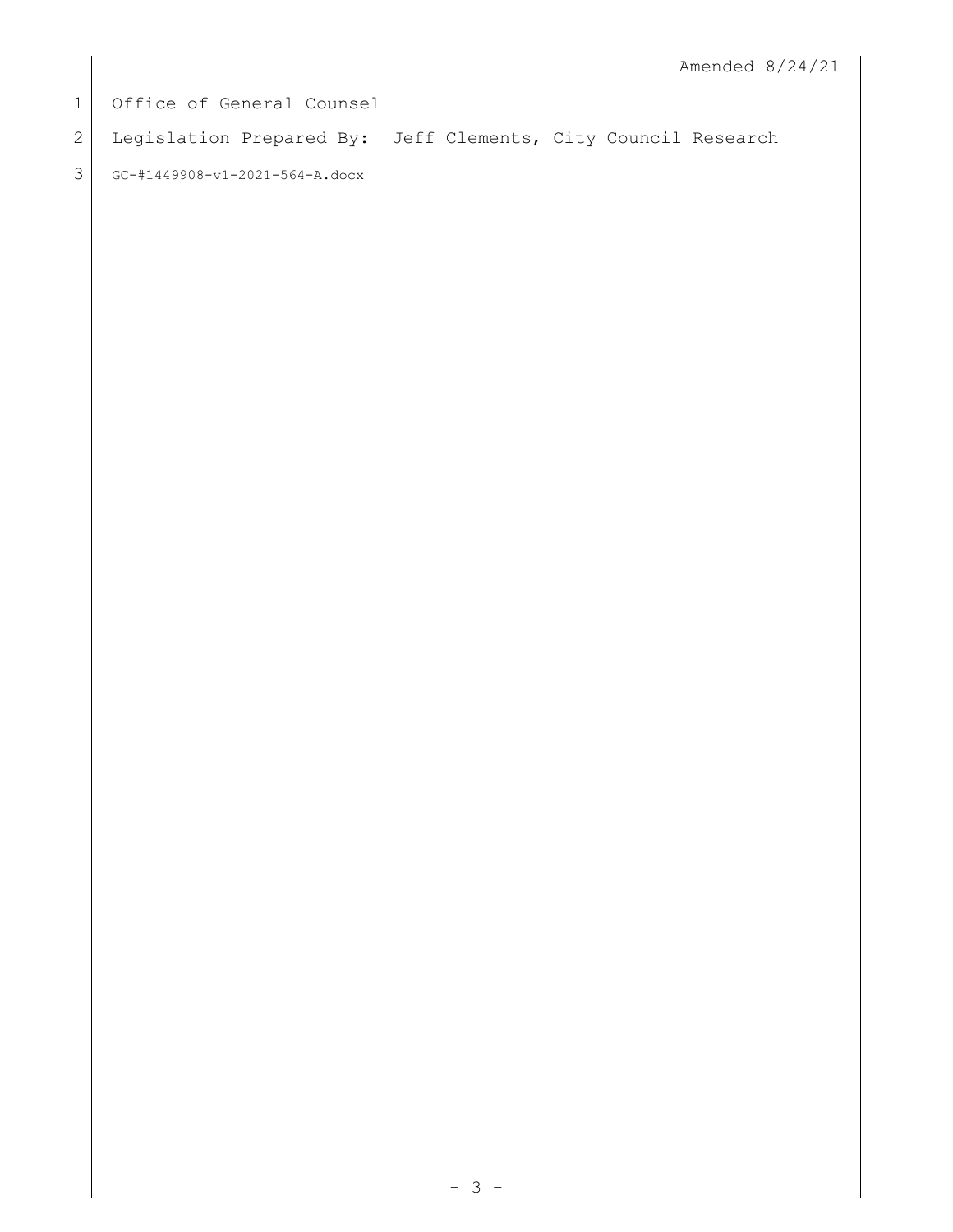Amended 8/24/21

Office of General Counsel

Legislation Prepared By: Jeff Clements, City Council Research

GC-#1449908-v1-2021-564-A.docx